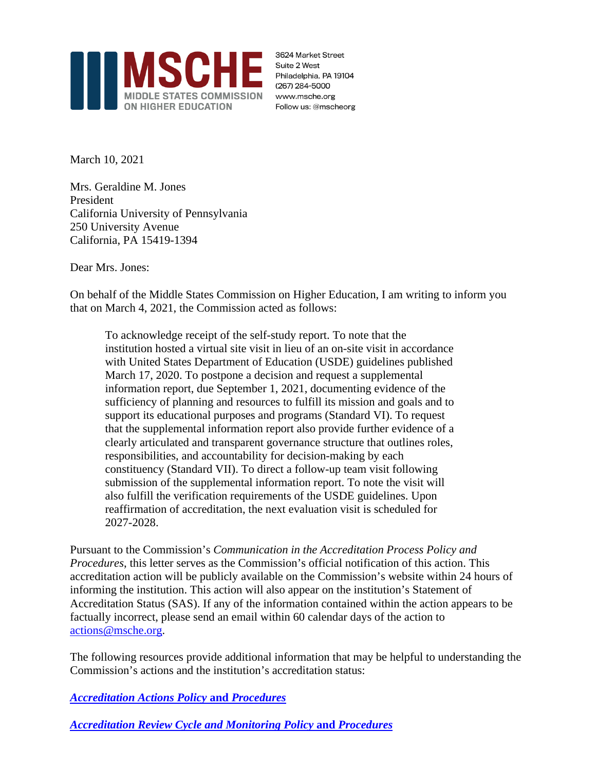**MSCHE**
MIDDLE STATES COMMISSION ON HIGHER EDUCATION

3624 Market Street
Suite 2 West
Philadelphia, PA 19104
(267) 284-5000
www.msche.org
Follow us: @mscheorg

March 10, 2021

Mrs. Geraldine M. Jones
President
California University of Pennsylvania
250 University Avenue
California, PA 15419-1394

Dear Mrs. Jones:

On behalf of the Middle States Commission on Higher Education, I am writing to inform you that on March 4, 2021, the Commission acted as follows:

> To acknowledge receipt of the self-study report. To note that the institution hosted a virtual site visit in lieu of an on-site visit in accordance with United States Department of Education (USDE) guidelines published March 17, 2020. To postpone a decision and request a supplemental information report, due September 1, 2021, documenting evidence of the sufficiency of planning and resources to fulfill its mission and goals and to support its educational purposes and programs (Standard VI). To request that the supplemental information report also provide further evidence of a clearly articulated and transparent governance structure that outlines roles, responsibilities, and accountability for decision-making by each constituency (Standard VII). To direct a follow-up team visit following submission of the supplemental information report. To note the visit will also fulfill the verification requirements of the USDE guidelines. Upon reaffirmation of accreditation, the next evaluation visit is scheduled for 2027-2028.

Pursuant to the Commission's *Communication in the Accreditation Process Policy and Procedures*, this letter serves as the Commission's official notification of this action. This accreditation action will be publicly available on the Commission's website within 24 hours of informing the institution. This action will also appear on the institution's Statement of Accreditation Status (SAS). If any of the information contained within the action appears to be factually incorrect, please send an email within 60 calendar days of the action to actions@msche.org.

The following resources provide additional information that may be helpful to understanding the Commission's actions and the institution's accreditation status:

***Accreditation Actions Policy* and *Procedures***

***Accreditation Review Cycle and Monitoring Policy* and *Procedures***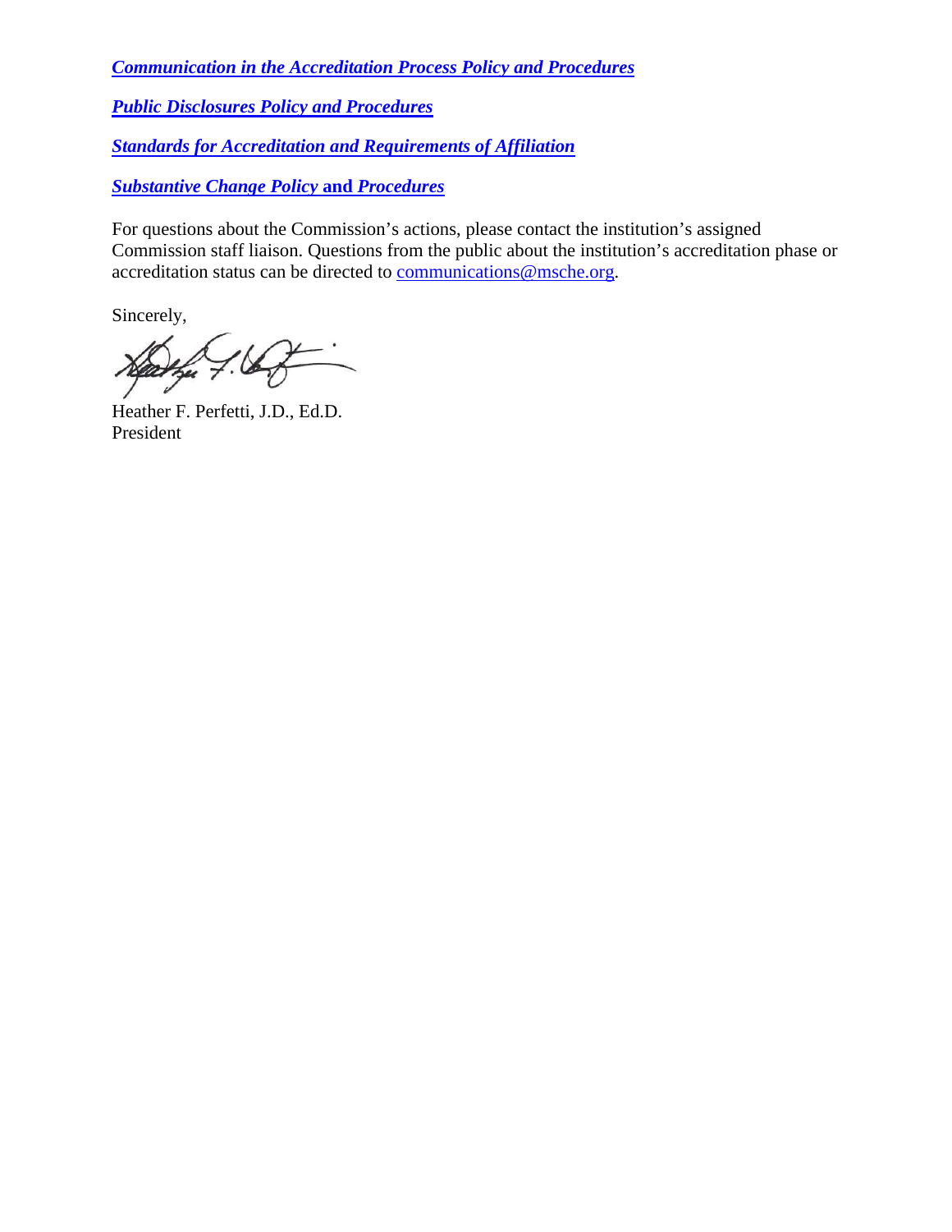*Communication in the Accreditation Process Policy and Procedures*

*Public Disclosures Policy and Procedures*

*Standards for Accreditation and Requirements of Affiliation*

*Substantive Change Policy* **and** *Procedures*

For questions about the Commission's actions, please contact the institution's assigned Commission staff liaison. Questions from the public about the institution's accreditation phase or accreditation status can be directed to communications@msche.org.

Sincerely,

Heather F. Perfetti, J.D., Ed.D.
President